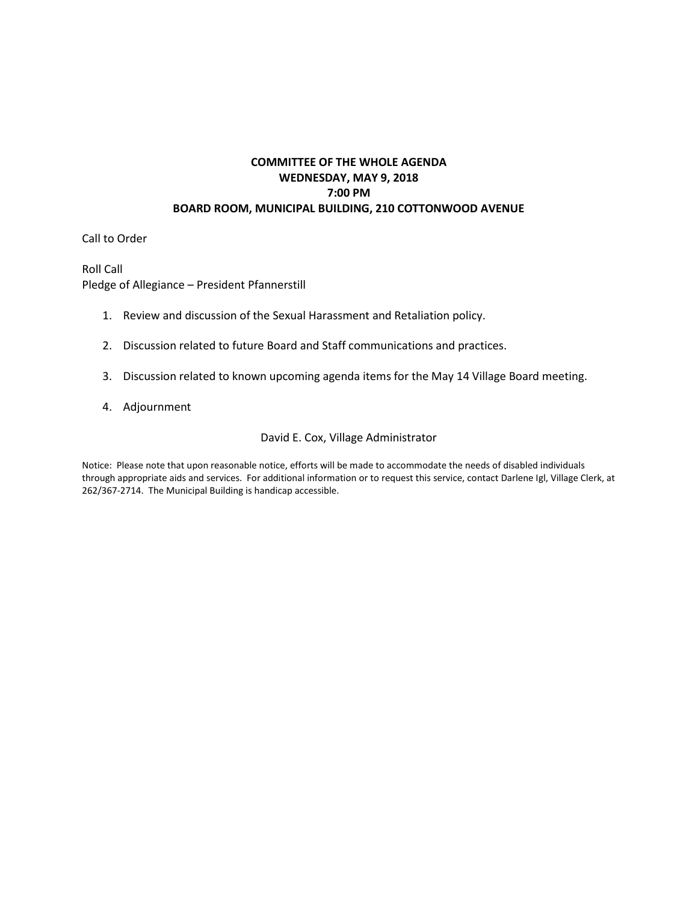# COMMITTEE OF THE WHOLE AGENDA
## WEDNESDAY, MAY 9, 2018
## 7:00 PM
## BOARD ROOM, MUNICIPAL BUILDING, 210 COTTONWOOD AVENUE

Call to Order

Roll Call
Pledge of Allegiance – President Pfannerstill

1. Review and discussion of the Sexual Harassment and Retaliation policy.
2. Discussion related to future Board and Staff communications and practices.
3. Discussion related to known upcoming agenda items for the May 14 Village Board meeting.
4. Adjournment

David E. Cox, Village Administrator

Notice: Please note that upon reasonable notice, efforts will be made to accommodate the needs of disabled individuals through appropriate aids and services. For additional information or to request this service, contact Darlene Igl, Village Clerk, at 262/367-2714. The Municipal Building is handicap accessible.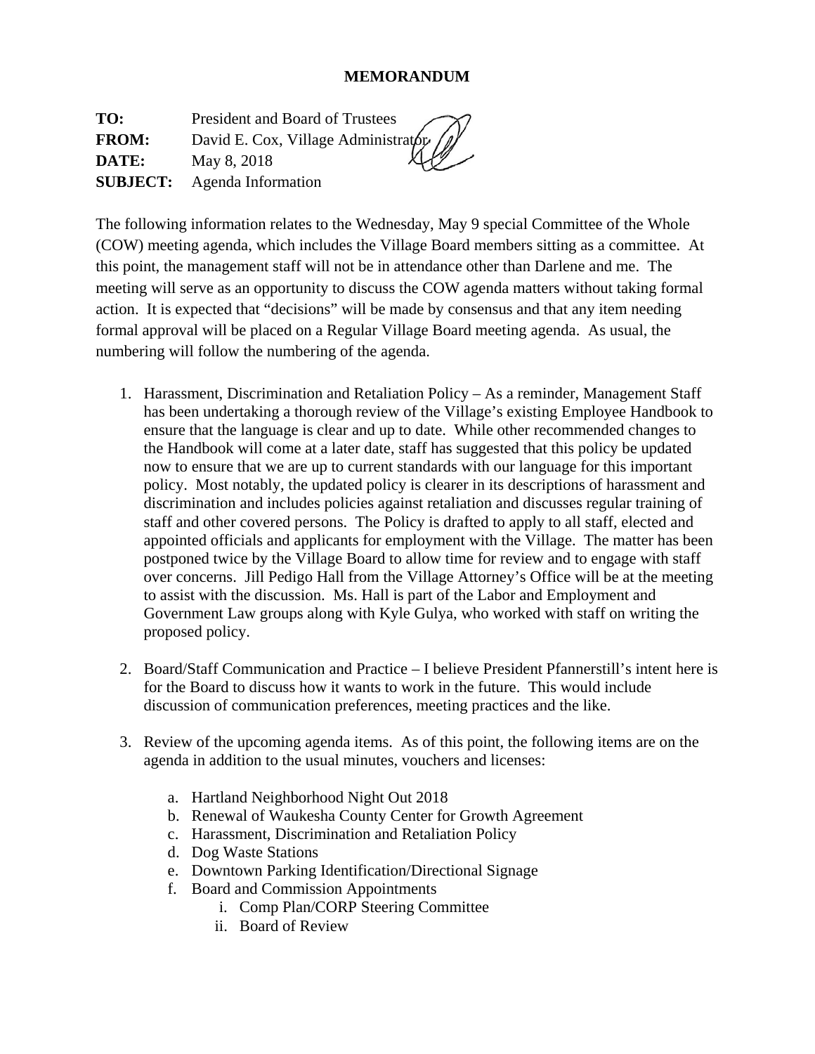**MEMORANDUM**

**TO:** President and Board of Trustees
**FROM:** David E. Cox, Village Administrator
**DATE:** May 8, 2018
**SUBJECT:** Agenda Information

The following information relates to the Wednesday, May 9 special Committee of the Whole (COW) meeting agenda, which includes the Village Board members sitting as a committee. At this point, the management staff will not be in attendance other than Darlene and me. The meeting will serve as an opportunity to discuss the COW agenda matters without taking formal action. It is expected that "decisions" will be made by consensus and that any item needing formal approval will be placed on a Regular Village Board meeting agenda. As usual, the numbering will follow the numbering of the agenda.

1. Harassment, Discrimination and Retaliation Policy – As a reminder, Management Staff has been undertaking a thorough review of the Village's existing Employee Handbook to ensure that the language is clear and up to date. While other recommended changes to the Handbook will come at a later date, staff has suggested that this policy be updated now to ensure that we are up to current standards with our language for this important policy. Most notably, the updated policy is clearer in its descriptions of harassment and discrimination and includes policies against retaliation and discusses regular training of staff and other covered persons. The Policy is drafted to apply to all staff, elected and appointed officials and applicants for employment with the Village. The matter has been postponed twice by the Village Board to allow time for review and to engage with staff over concerns. Jill Pedigo Hall from the Village Attorney's Office will be at the meeting to assist with the discussion. Ms. Hall is part of the Labor and Employment and Government Law groups along with Kyle Gulya, who worked with staff on writing the proposed policy.

2. Board/Staff Communication and Practice – I believe President Pfannerstill's intent here is for the Board to discuss how it wants to work in the future. This would include discussion of communication preferences, meeting practices and the like.

3. Review of the upcoming agenda items. As of this point, the following items are on the agenda in addition to the usual minutes, vouchers and licenses:

    a. Hartland Neighborhood Night Out 2018
    b. Renewal of Waukesha County Center for Growth Agreement
    c. Harassment, Discrimination and Retaliation Policy
    d. Dog Waste Stations
    e. Downtown Parking Identification/Directional Signage
    f. Board and Commission Appointments
        i. Comp Plan/CORP Steering Committee
        ii. Board of Review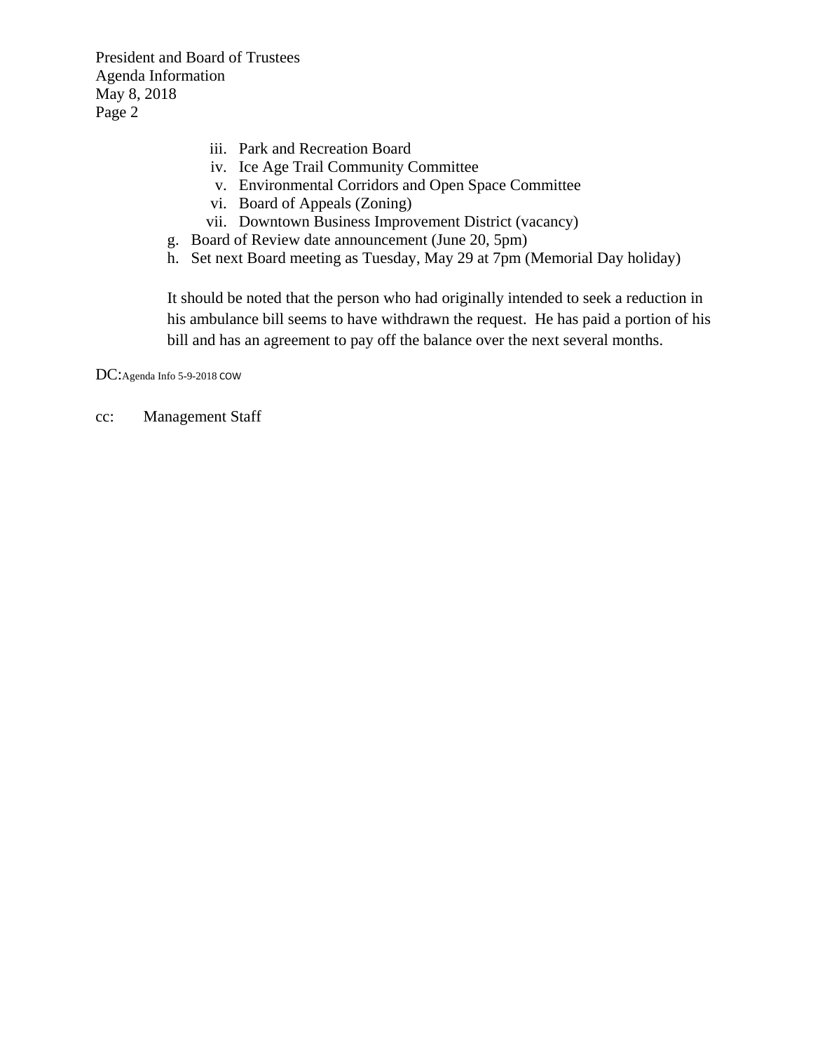iii. Park and Recreation Board
iv. Ice Age Trail Community Committee
v. Environmental Corridors and Open Space Committee
vi. Board of Appeals (Zoning)
vii. Downtown Business Improvement District (vacancy)

g. Board of Review date announcement (June 20, 5pm)
h. Set next Board meeting as Tuesday, May 29 at 7pm (Memorial Day holiday)

It should be noted that the person who had originally intended to seek a reduction in his ambulance bill seems to have withdrawn the request. He has paid a portion of his bill and has an agreement to pay off the balance over the next several months.

DC:Agenda Info 5-9-2018 COW

cc: Management Staff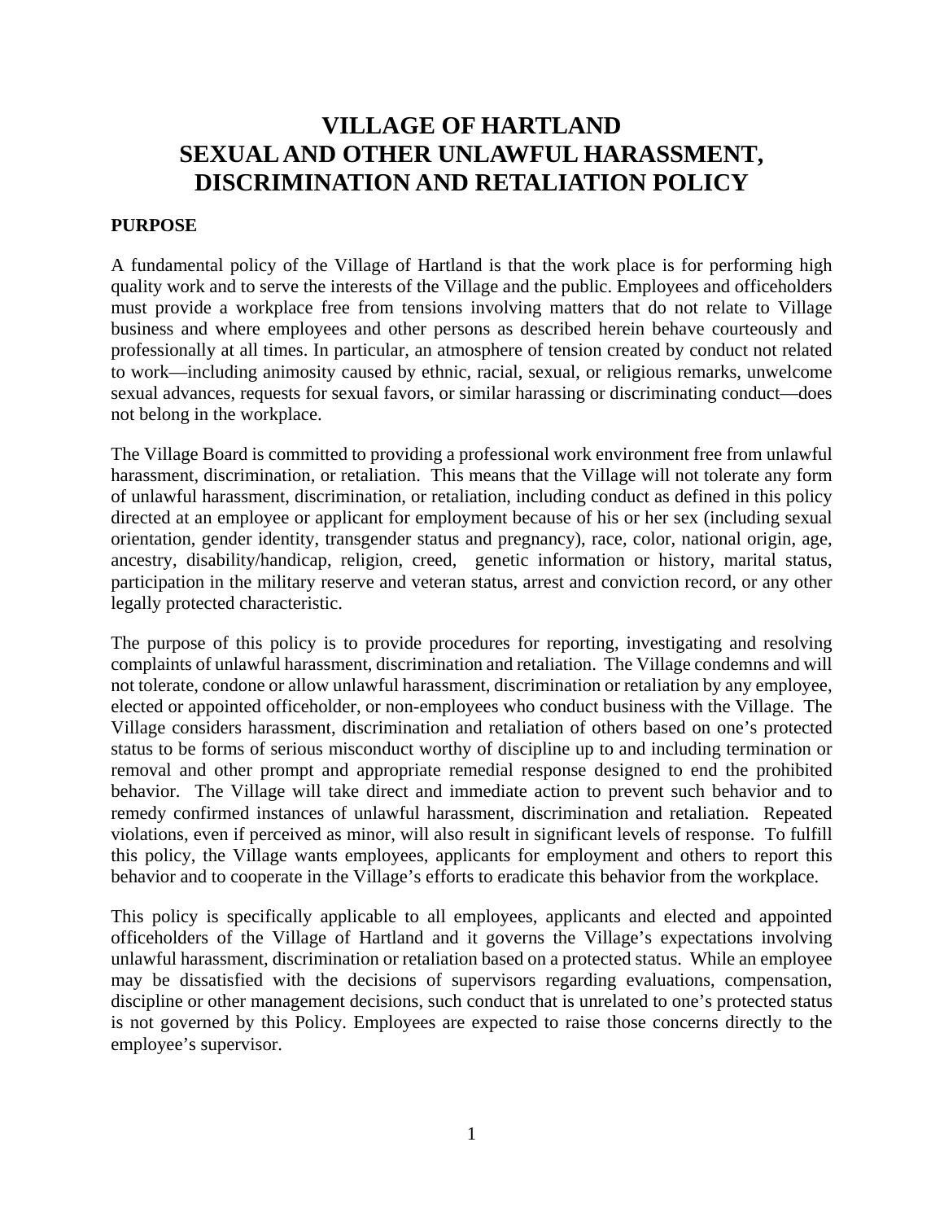# VILLAGE OF HARTLAND
# SEXUAL AND OTHER UNLAWFUL HARASSMENT, DISCRIMINATION AND RETALIATION POLICY

**PURPOSE**

A fundamental policy of the Village of Hartland is that the work place is for performing high quality work and to serve the interests of the Village and the public. Employees and officeholders must provide a workplace free from tensions involving matters that do not relate to Village business and where employees and other persons as described herein behave courteously and professionally at all times. In particular, an atmosphere of tension created by conduct not related to work—including animosity caused by ethnic, racial, sexual, or religious remarks, unwelcome sexual advances, requests for sexual favors, or similar harassing or discriminating conduct—does not belong in the workplace.

The Village Board is committed to providing a professional work environment free from unlawful harassment, discrimination, or retaliation. This means that the Village will not tolerate any form of unlawful harassment, discrimination, or retaliation, including conduct as defined in this policy directed at an employee or applicant for employment because of his or her sex (including sexual orientation, gender identity, transgender status and pregnancy), race, color, national origin, age, ancestry, disability/handicap, religion, creed, genetic information or history, marital status, participation in the military reserve and veteran status, arrest and conviction record, or any other legally protected characteristic.

The purpose of this policy is to provide procedures for reporting, investigating and resolving complaints of unlawful harassment, discrimination and retaliation. The Village condemns and will not tolerate, condone or allow unlawful harassment, discrimination or retaliation by any employee, elected or appointed officeholder, or non-employees who conduct business with the Village. The Village considers harassment, discrimination and retaliation of others based on one's protected status to be forms of serious misconduct worthy of discipline up to and including termination or removal and other prompt and appropriate remedial response designed to end the prohibited behavior. The Village will take direct and immediate action to prevent such behavior and to remedy confirmed instances of unlawful harassment, discrimination and retaliation. Repeated violations, even if perceived as minor, will also result in significant levels of response. To fulfill this policy, the Village wants employees, applicants for employment and others to report this behavior and to cooperate in the Village's efforts to eradicate this behavior from the workplace.

This policy is specifically applicable to all employees, applicants and elected and appointed officeholders of the Village of Hartland and it governs the Village's expectations involving unlawful harassment, discrimination or retaliation based on a protected status. While an employee may be dissatisfied with the decisions of supervisors regarding evaluations, compensation, discipline or other management decisions, such conduct that is unrelated to one's protected status is not governed by this Policy. Employees are expected to raise those concerns directly to the employee's supervisor.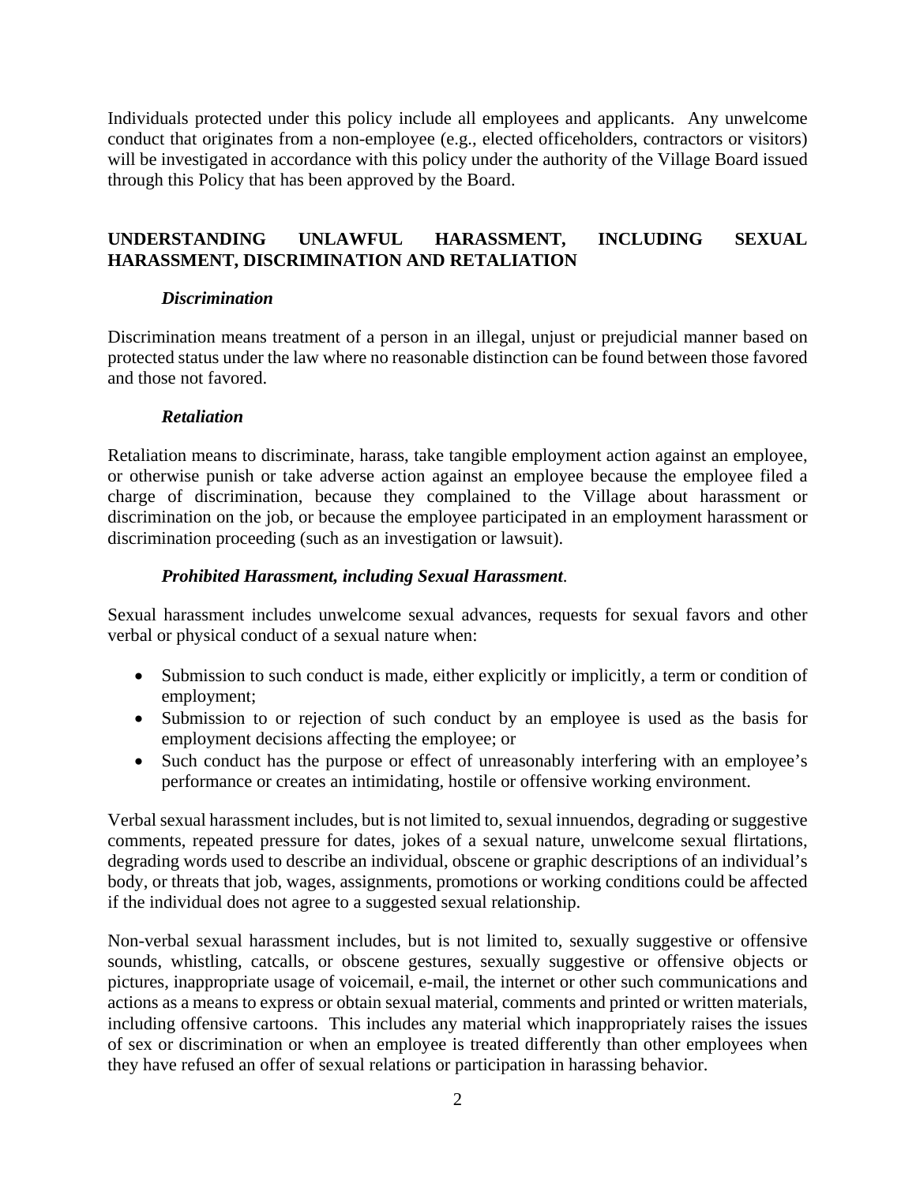Individuals protected under this policy include all employees and applicants. Any unwelcome conduct that originates from a non-employee (e.g., elected officeholders, contractors or visitors) will be investigated in accordance with this policy under the authority of the Village Board issued through this Policy that has been approved by the Board.

## UNDERSTANDING UNLAWFUL HARASSMENT, INCLUDING SEXUAL HARASSMENT, DISCRIMINATION AND RETALIATION

### *Discrimination*

Discrimination means treatment of a person in an illegal, unjust or prejudicial manner based on protected status under the law where no reasonable distinction can be found between those favored and those not favored.

### *Retaliation*

Retaliation means to discriminate, harass, take tangible employment action against an employee, or otherwise punish or take adverse action against an employee because the employee filed a charge of discrimination, because they complained to the Village about harassment or discrimination on the job, or because the employee participated in an employment harassment or discrimination proceeding (such as an investigation or lawsuit).

### *Prohibited Harassment, including Sexual Harassment*.

Sexual harassment includes unwelcome sexual advances, requests for sexual favors and other verbal or physical conduct of a sexual nature when:

- Submission to such conduct is made, either explicitly or implicitly, a term or condition of employment;
- Submission to or rejection of such conduct by an employee is used as the basis for employment decisions affecting the employee; or
- Such conduct has the purpose or effect of unreasonably interfering with an employee's performance or creates an intimidating, hostile or offensive working environment.

Verbal sexual harassment includes, but is not limited to, sexual innuendos, degrading or suggestive comments, repeated pressure for dates, jokes of a sexual nature, unwelcome sexual flirtations, degrading words used to describe an individual, obscene or graphic descriptions of an individual's body, or threats that job, wages, assignments, promotions or working conditions could be affected if the individual does not agree to a suggested sexual relationship.

Non-verbal sexual harassment includes, but is not limited to, sexually suggestive or offensive sounds, whistling, catcalls, or obscene gestures, sexually suggestive or offensive objects or pictures, inappropriate usage of voicemail, e-mail, the internet or other such communications and actions as a means to express or obtain sexual material, comments and printed or written materials, including offensive cartoons. This includes any material which inappropriately raises the issues of sex or discrimination or when an employee is treated differently than other employees when they have refused an offer of sexual relations or participation in harassing behavior.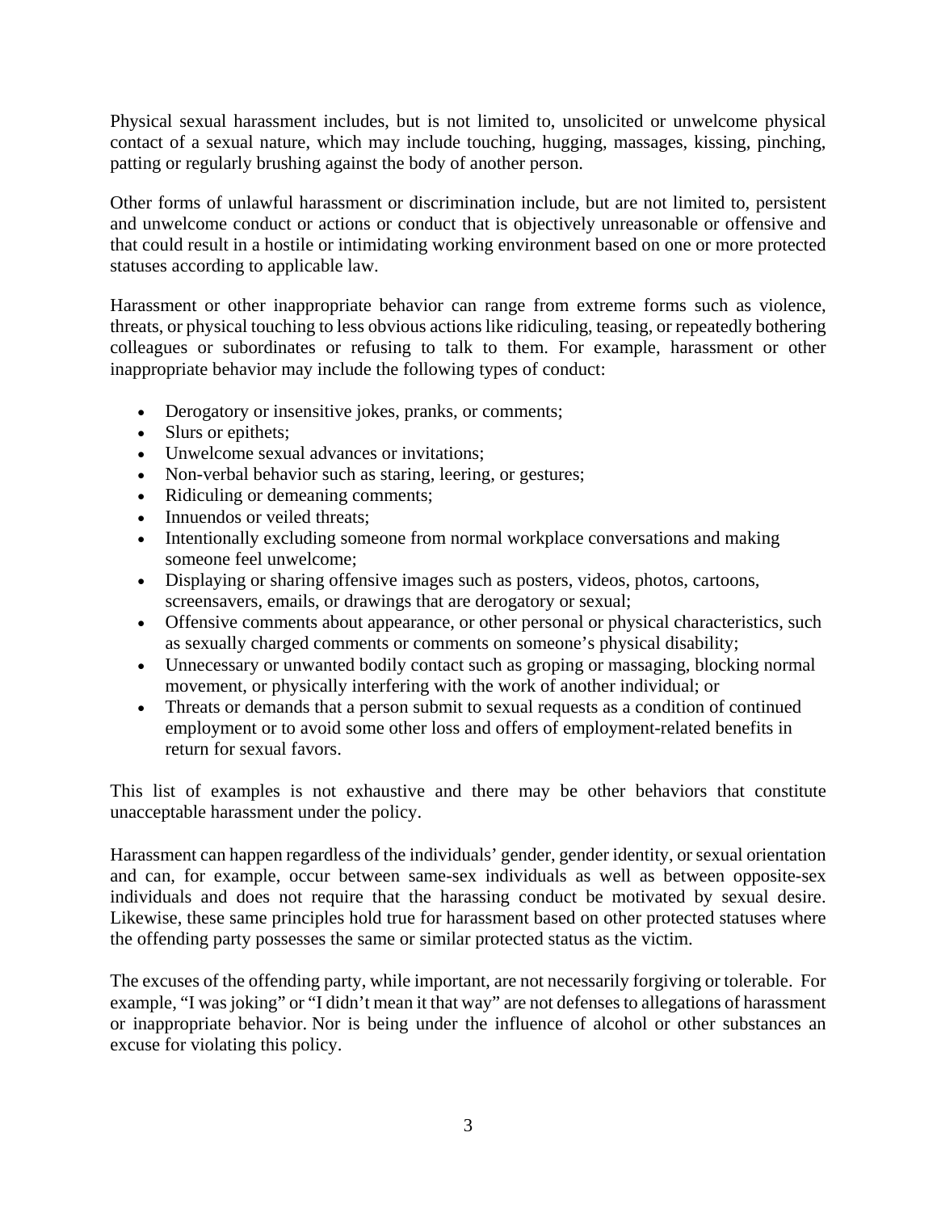Physical sexual harassment includes, but is not limited to, unsolicited or unwelcome physical contact of a sexual nature, which may include touching, hugging, massages, kissing, pinching, patting or regularly brushing against the body of another person.

Other forms of unlawful harassment or discrimination include, but are not limited to, persistent and unwelcome conduct or actions or conduct that is objectively unreasonable or offensive and that could result in a hostile or intimidating working environment based on one or more protected statuses according to applicable law.

Harassment or other inappropriate behavior can range from extreme forms such as violence, threats, or physical touching to less obvious actions like ridiculing, teasing, or repeatedly bothering colleagues or subordinates or refusing to talk to them. For example, harassment or other inappropriate behavior may include the following types of conduct:

- Derogatory or insensitive jokes, pranks, or comments;
- Slurs or epithets;
- Unwelcome sexual advances or invitations;
- Non-verbal behavior such as staring, leering, or gestures;
- Ridiculing or demeaning comments;
- Innuendos or veiled threats;
- Intentionally excluding someone from normal workplace conversations and making someone feel unwelcome;
- Displaying or sharing offensive images such as posters, videos, photos, cartoons, screensavers, emails, or drawings that are derogatory or sexual;
- Offensive comments about appearance, or other personal or physical characteristics, such as sexually charged comments or comments on someone's physical disability;
- Unnecessary or unwanted bodily contact such as groping or massaging, blocking normal movement, or physically interfering with the work of another individual; or
- Threats or demands that a person submit to sexual requests as a condition of continued employment or to avoid some other loss and offers of employment-related benefits in return for sexual favors.

This list of examples is not exhaustive and there may be other behaviors that constitute unacceptable harassment under the policy.

Harassment can happen regardless of the individuals' gender, gender identity, or sexual orientation and can, for example, occur between same-sex individuals as well as between opposite-sex individuals and does not require that the harassing conduct be motivated by sexual desire. Likewise, these same principles hold true for harassment based on other protected statuses where the offending party possesses the same or similar protected status as the victim.

The excuses of the offending party, while important, are not necessarily forgiving or tolerable. For example, "I was joking" or "I didn't mean it that way" are not defenses to allegations of harassment or inappropriate behavior. Nor is being under the influence of alcohol or other substances an excuse for violating this policy.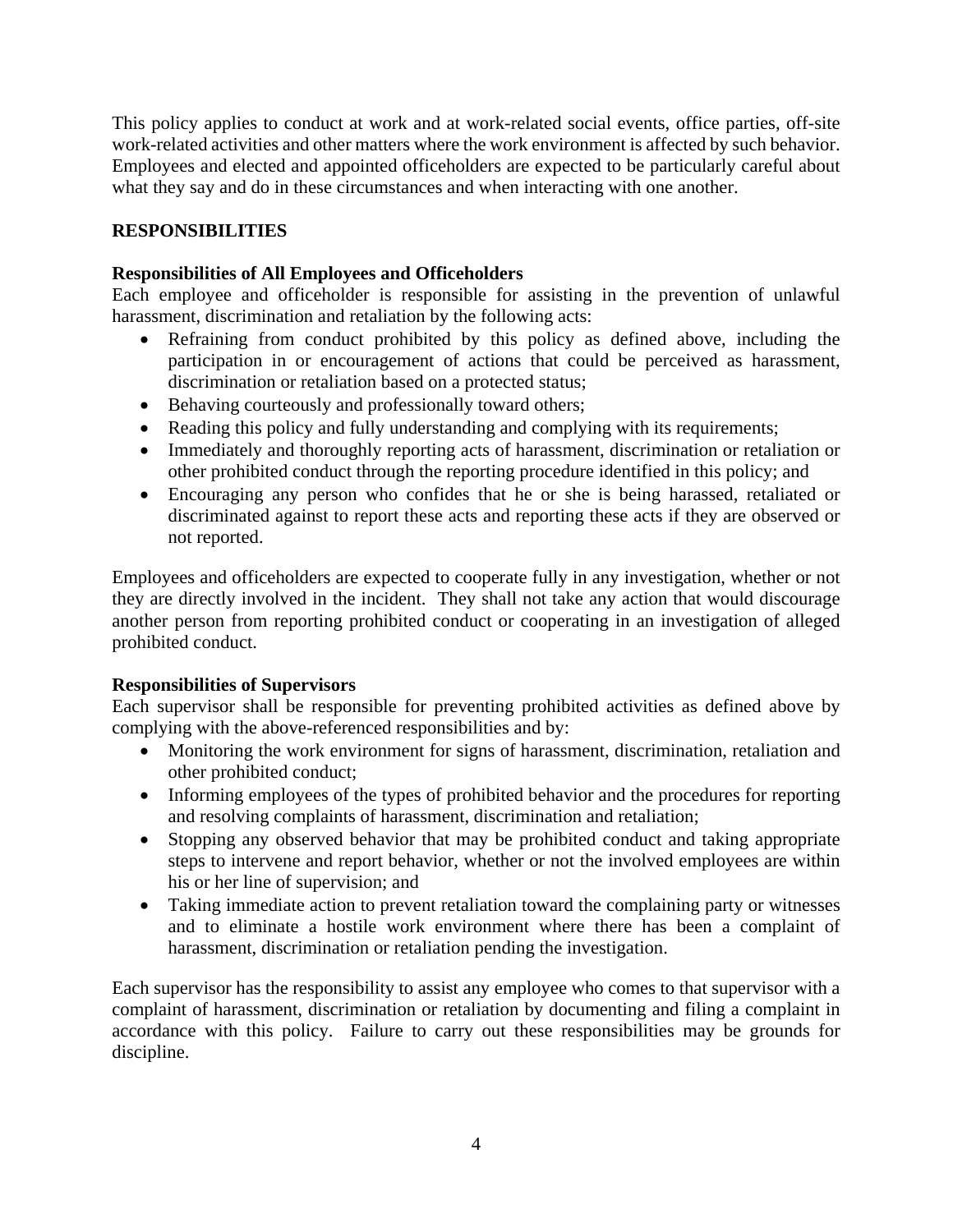This policy applies to conduct at work and at work-related social events, office parties, off-site work-related activities and other matters where the work environment is affected by such behavior. Employees and elected and appointed officeholders are expected to be particularly careful about what they say and do in these circumstances and when interacting with one another.

## RESPONSIBILITIES

### Responsibilities of All Employees and Officeholders

Each employee and officeholder is responsible for assisting in the prevention of unlawful harassment, discrimination and retaliation by the following acts:

- Refraining from conduct prohibited by this policy as defined above, including the participation in or encouragement of actions that could be perceived as harassment, discrimination or retaliation based on a protected status;
- Behaving courteously and professionally toward others;
- Reading this policy and fully understanding and complying with its requirements;
- Immediately and thoroughly reporting acts of harassment, discrimination or retaliation or other prohibited conduct through the reporting procedure identified in this policy; and
- Encouraging any person who confides that he or she is being harassed, retaliated or discriminated against to report these acts and reporting these acts if they are observed or not reported.

Employees and officeholders are expected to cooperate fully in any investigation, whether or not they are directly involved in the incident. They shall not take any action that would discourage another person from reporting prohibited conduct or cooperating in an investigation of alleged prohibited conduct.

### Responsibilities of Supervisors

Each supervisor shall be responsible for preventing prohibited activities as defined above by complying with the above-referenced responsibilities and by:

- Monitoring the work environment for signs of harassment, discrimination, retaliation and other prohibited conduct;
- Informing employees of the types of prohibited behavior and the procedures for reporting and resolving complaints of harassment, discrimination and retaliation;
- Stopping any observed behavior that may be prohibited conduct and taking appropriate steps to intervene and report behavior, whether or not the involved employees are within his or her line of supervision; and
- Taking immediate action to prevent retaliation toward the complaining party or witnesses and to eliminate a hostile work environment where there has been a complaint of harassment, discrimination or retaliation pending the investigation.

Each supervisor has the responsibility to assist any employee who comes to that supervisor with a complaint of harassment, discrimination or retaliation by documenting and filing a complaint in accordance with this policy. Failure to carry out these responsibilities may be grounds for discipline.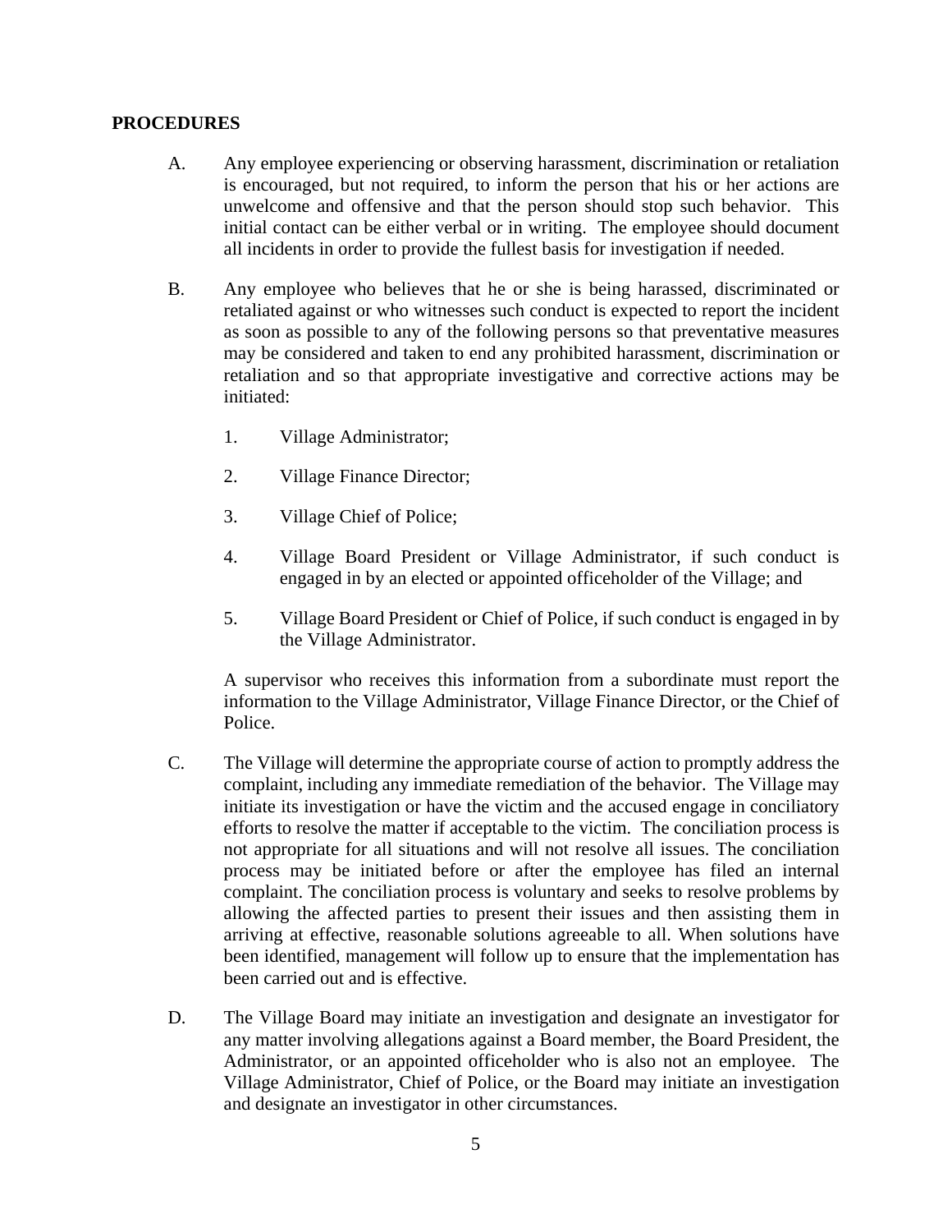**PROCEDURES**

A. Any employee experiencing or observing harassment, discrimination or retaliation is encouraged, but not required, to inform the person that his or her actions are unwelcome and offensive and that the person should stop such behavior. This initial contact can be either verbal or in writing. The employee should document all incidents in order to provide the fullest basis for investigation if needed.

B. Any employee who believes that he or she is being harassed, discriminated or retaliated against or who witnesses such conduct is expected to report the incident as soon as possible to any of the following persons so that preventative measures may be considered and taken to end any prohibited harassment, discrimination or retaliation and so that appropriate investigative and corrective actions may be initiated:

   1. Village Administrator;

   2. Village Finance Director;

   3. Village Chief of Police;

   4. Village Board President or Village Administrator, if such conduct is engaged in by an elected or appointed officeholder of the Village; and

   5. Village Board President or Chief of Police, if such conduct is engaged in by the Village Administrator.

   A supervisor who receives this information from a subordinate must report the information to the Village Administrator, Village Finance Director, or the Chief of Police.

C. The Village will determine the appropriate course of action to promptly address the complaint, including any immediate remediation of the behavior. The Village may initiate its investigation or have the victim and the accused engage in conciliatory efforts to resolve the matter if acceptable to the victim. The conciliation process is not appropriate for all situations and will not resolve all issues. The conciliation process may be initiated before or after the employee has filed an internal complaint. The conciliation process is voluntary and seeks to resolve problems by allowing the affected parties to present their issues and then assisting them in arriving at effective, reasonable solutions agreeable to all. When solutions have been identified, management will follow up to ensure that the implementation has been carried out and is effective.

D. The Village Board may initiate an investigation and designate an investigator for any matter involving allegations against a Board member, the Board President, the Administrator, or an appointed officeholder who is also not an employee. The Village Administrator, Chief of Police, or the Board may initiate an investigation and designate an investigator in other circumstances.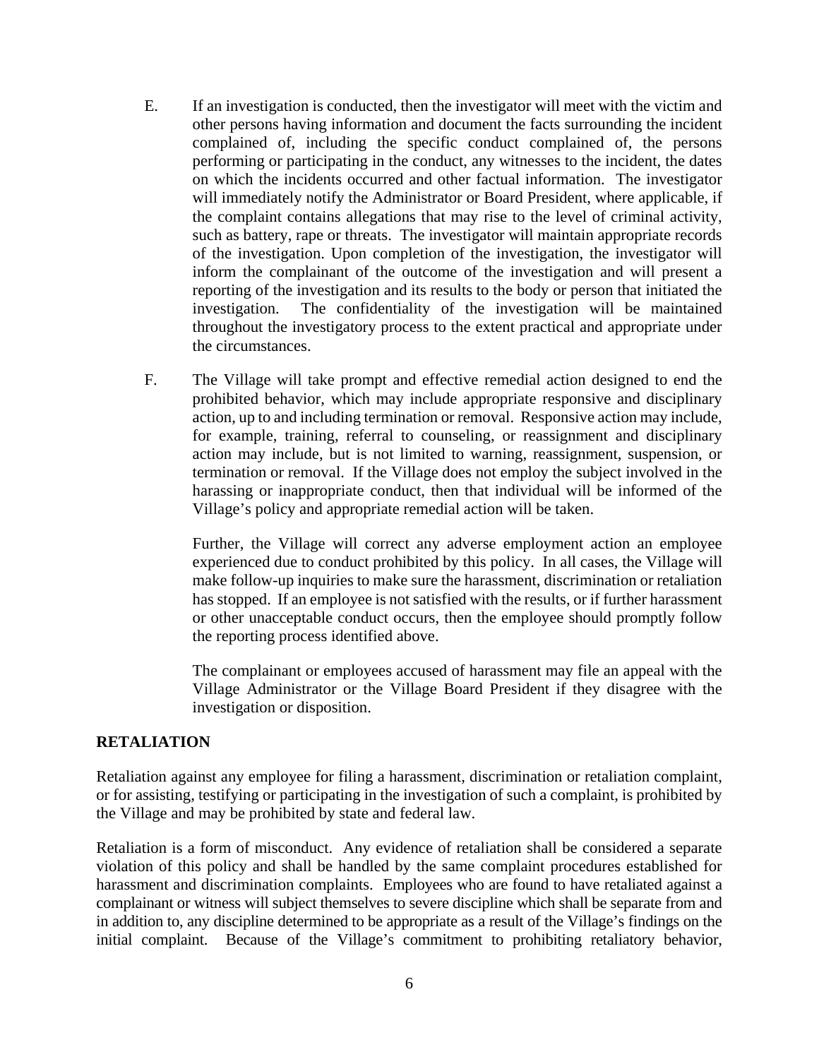E. If an investigation is conducted, then the investigator will meet with the victim and other persons having information and document the facts surrounding the incident complained of, including the specific conduct complained of, the persons performing or participating in the conduct, any witnesses to the incident, the dates on which the incidents occurred and other factual information. The investigator will immediately notify the Administrator or Board President, where applicable, if the complaint contains allegations that may rise to the level of criminal activity, such as battery, rape or threats. The investigator will maintain appropriate records of the investigation. Upon completion of the investigation, the investigator will inform the complainant of the outcome of the investigation and will present a reporting of the investigation and its results to the body or person that initiated the investigation. The confidentiality of the investigation will be maintained throughout the investigatory process to the extent practical and appropriate under the circumstances.

F. The Village will take prompt and effective remedial action designed to end the prohibited behavior, which may include appropriate responsive and disciplinary action, up to and including termination or removal. Responsive action may include, for example, training, referral to counseling, or reassignment and disciplinary action may include, but is not limited to warning, reassignment, suspension, or termination or removal. If the Village does not employ the subject involved in the harassing or inappropriate conduct, then that individual will be informed of the Village's policy and appropriate remedial action will be taken.

   Further, the Village will correct any adverse employment action an employee experienced due to conduct prohibited by this policy. In all cases, the Village will make follow-up inquiries to make sure the harassment, discrimination or retaliation has stopped. If an employee is not satisfied with the results, or if further harassment or other unacceptable conduct occurs, then the employee should promptly follow the reporting process identified above.

   The complainant or employees accused of harassment may file an appeal with the Village Administrator or the Village Board President if they disagree with the investigation or disposition.

**RETALIATION**

Retaliation against any employee for filing a harassment, discrimination or retaliation complaint, or for assisting, testifying or participating in the investigation of such a complaint, is prohibited by the Village and may be prohibited by state and federal law.

Retaliation is a form of misconduct. Any evidence of retaliation shall be considered a separate violation of this policy and shall be handled by the same complaint procedures established for harassment and discrimination complaints. Employees who are found to have retaliated against a complainant or witness will subject themselves to severe discipline which shall be separate from and in addition to, any discipline determined to be appropriate as a result of the Village's findings on the initial complaint. Because of the Village's commitment to prohibiting retaliatory behavior,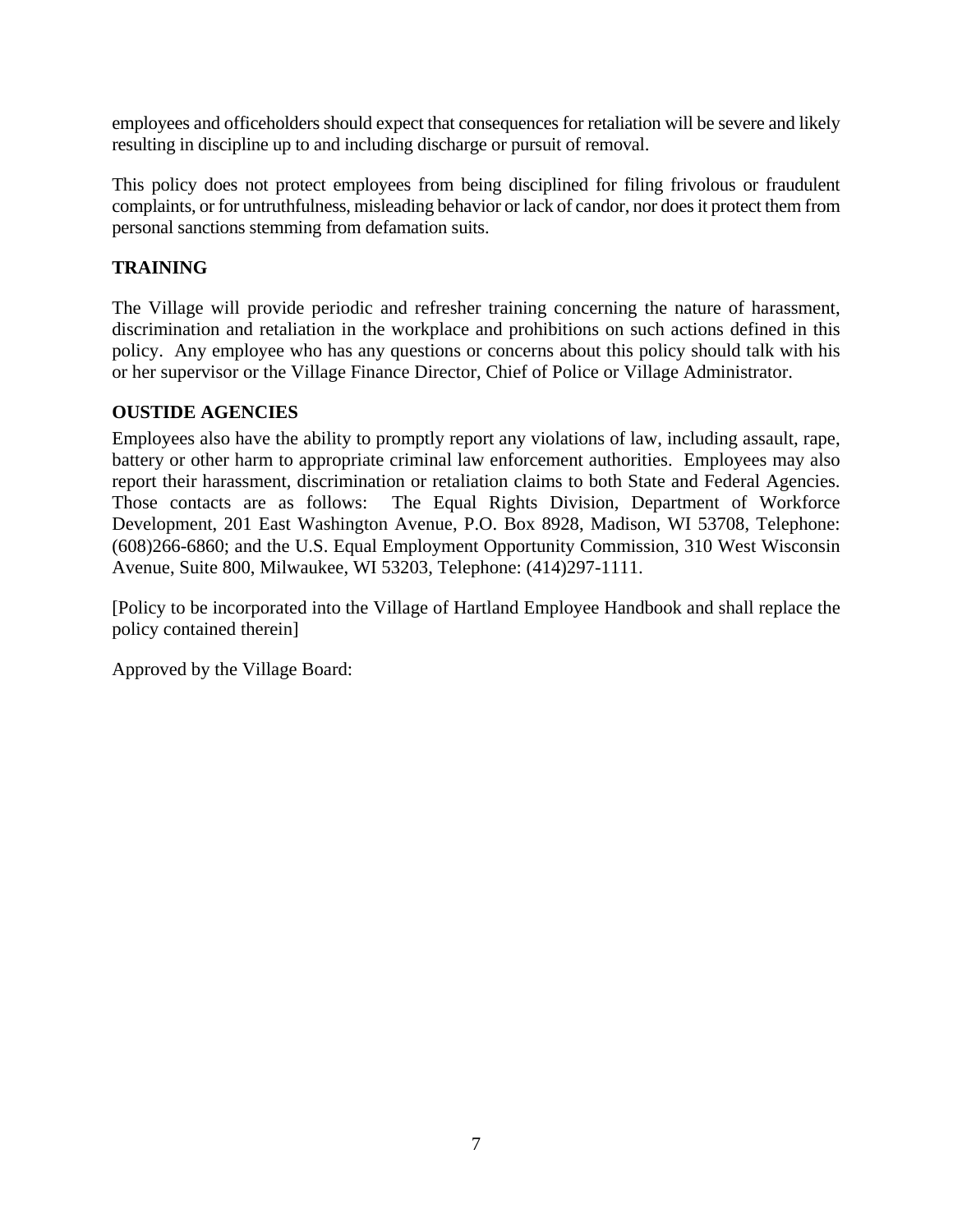employees and officeholders should expect that consequences for retaliation will be severe and likely resulting in discipline up to and including discharge or pursuit of removal.

This policy does not protect employees from being disciplined for filing frivolous or fraudulent complaints, or for untruthfulness, misleading behavior or lack of candor, nor does it protect them from personal sanctions stemming from defamation suits.

**TRAINING**

The Village will provide periodic and refresher training concerning the nature of harassment, discrimination and retaliation in the workplace and prohibitions on such actions defined in this policy. Any employee who has any questions or concerns about this policy should talk with his or her supervisor or the Village Finance Director, Chief of Police or Village Administrator.

**OUSTIDE AGENCIES**

Employees also have the ability to promptly report any violations of law, including assault, rape, battery or other harm to appropriate criminal law enforcement authorities. Employees may also report their harassment, discrimination or retaliation claims to both State and Federal Agencies. Those contacts are as follows: The Equal Rights Division, Department of Workforce Development, 201 East Washington Avenue, P.O. Box 8928, Madison, WI 53708, Telephone: (608)266-6860; and the U.S. Equal Employment Opportunity Commission, 310 West Wisconsin Avenue, Suite 800, Milwaukee, WI 53203, Telephone: (414)297-1111.

[Policy to be incorporated into the Village of Hartland Employee Handbook and shall replace the policy contained therein]

Approved by the Village Board: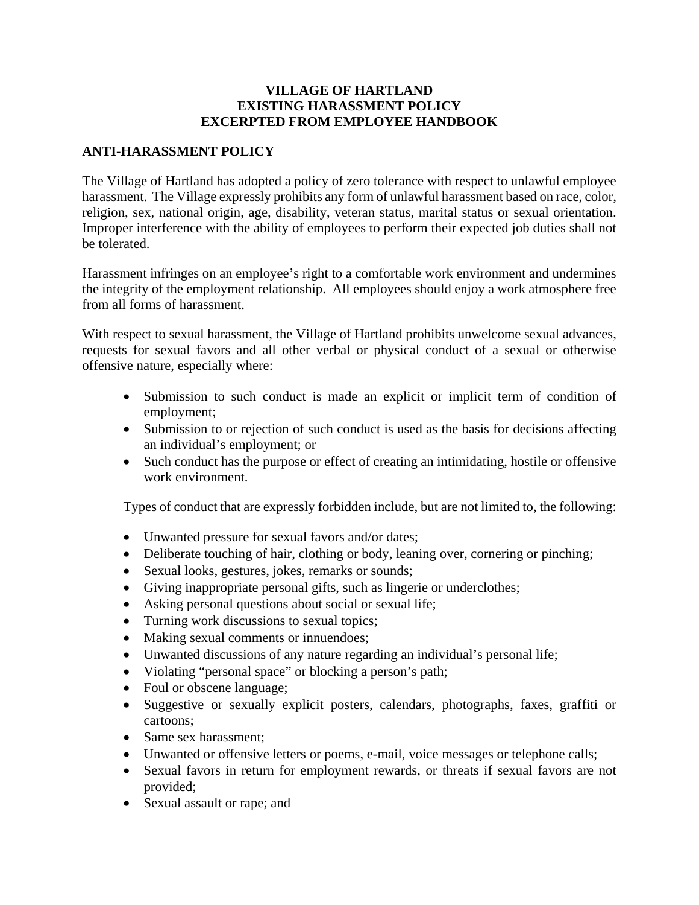**VILLAGE OF HARTLAND**
**EXISTING HARASSMENT POLICY**
**EXCERPTED FROM EMPLOYEE HANDBOOK**

## ANTI-HARASSMENT POLICY

The Village of Hartland has adopted a policy of zero tolerance with respect to unlawful employee harassment. The Village expressly prohibits any form of unlawful harassment based on race, color, religion, sex, national origin, age, disability, veteran status, marital status or sexual orientation. Improper interference with the ability of employees to perform their expected job duties shall not be tolerated.

Harassment infringes on an employee's right to a comfortable work environment and undermines the integrity of the employment relationship. All employees should enjoy a work atmosphere free from all forms of harassment.

With respect to sexual harassment, the Village of Hartland prohibits unwelcome sexual advances, requests for sexual favors and all other verbal or physical conduct of a sexual or otherwise offensive nature, especially where:

- Submission to such conduct is made an explicit or implicit term of condition of employment;
- Submission to or rejection of such conduct is used as the basis for decisions affecting an individual's employment; or
- Such conduct has the purpose or effect of creating an intimidating, hostile or offensive work environment.

Types of conduct that are expressly forbidden include, but are not limited to, the following:

- Unwanted pressure for sexual favors and/or dates;
- Deliberate touching of hair, clothing or body, leaning over, cornering or pinching;
- Sexual looks, gestures, jokes, remarks or sounds;
- Giving inappropriate personal gifts, such as lingerie or underclothes;
- Asking personal questions about social or sexual life;
- Turning work discussions to sexual topics;
- Making sexual comments or innuendoes;
- Unwanted discussions of any nature regarding an individual's personal life;
- Violating "personal space" or blocking a person's path;
- Foul or obscene language;
- Suggestive or sexually explicit posters, calendars, photographs, faxes, graffiti or cartoons;
- Same sex harassment;
- Unwanted or offensive letters or poems, e-mail, voice messages or telephone calls;
- Sexual favors in return for employment rewards, or threats if sexual favors are not provided;
- Sexual assault or rape; and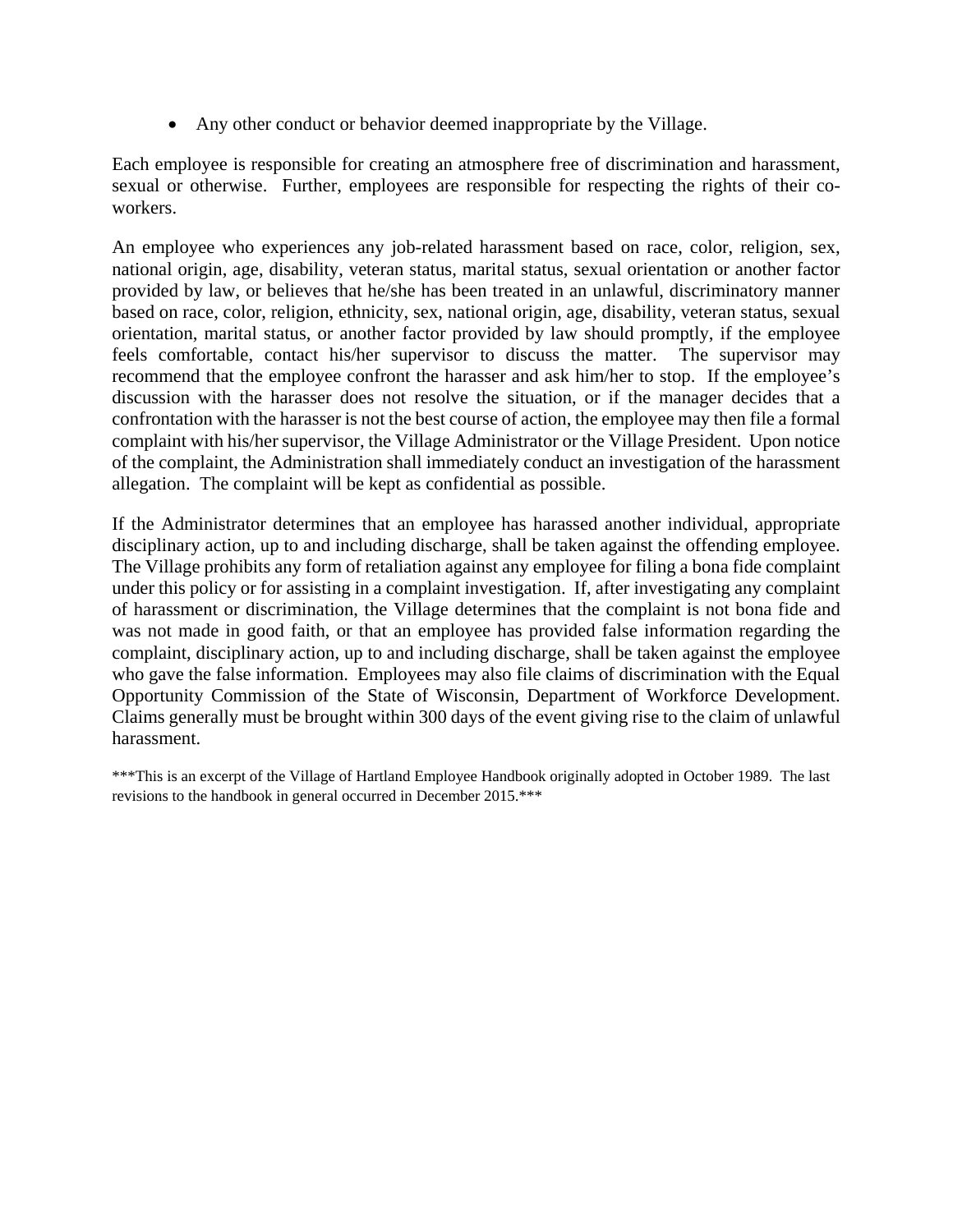- Any other conduct or behavior deemed inappropriate by the Village.

Each employee is responsible for creating an atmosphere free of discrimination and harassment, sexual or otherwise. Further, employees are responsible for respecting the rights of their co-workers.

An employee who experiences any job-related harassment based on race, color, religion, sex, national origin, age, disability, veteran status, marital status, sexual orientation or another factor provided by law, or believes that he/she has been treated in an unlawful, discriminatory manner based on race, color, religion, ethnicity, sex, national origin, age, disability, veteran status, sexual orientation, marital status, or another factor provided by law should promptly, if the employee feels comfortable, contact his/her supervisor to discuss the matter. The supervisor may recommend that the employee confront the harasser and ask him/her to stop. If the employee's discussion with the harasser does not resolve the situation, or if the manager decides that a confrontation with the harasser is not the best course of action, the employee may then file a formal complaint with his/her supervisor, the Village Administrator or the Village President. Upon notice of the complaint, the Administration shall immediately conduct an investigation of the harassment allegation. The complaint will be kept as confidential as possible.

If the Administrator determines that an employee has harassed another individual, appropriate disciplinary action, up to and including discharge, shall be taken against the offending employee. The Village prohibits any form of retaliation against any employee for filing a bona fide complaint under this policy or for assisting in a complaint investigation. If, after investigating any complaint of harassment or discrimination, the Village determines that the complaint is not bona fide and was not made in good faith, or that an employee has provided false information regarding the complaint, disciplinary action, up to and including discharge, shall be taken against the employee who gave the false information. Employees may also file claims of discrimination with the Equal Opportunity Commission of the State of Wisconsin, Department of Workforce Development. Claims generally must be brought within 300 days of the event giving rise to the claim of unlawful harassment.

***This is an excerpt of the Village of Hartland Employee Handbook originally adopted in October 1989. The last revisions to the handbook in general occurred in December 2015.***